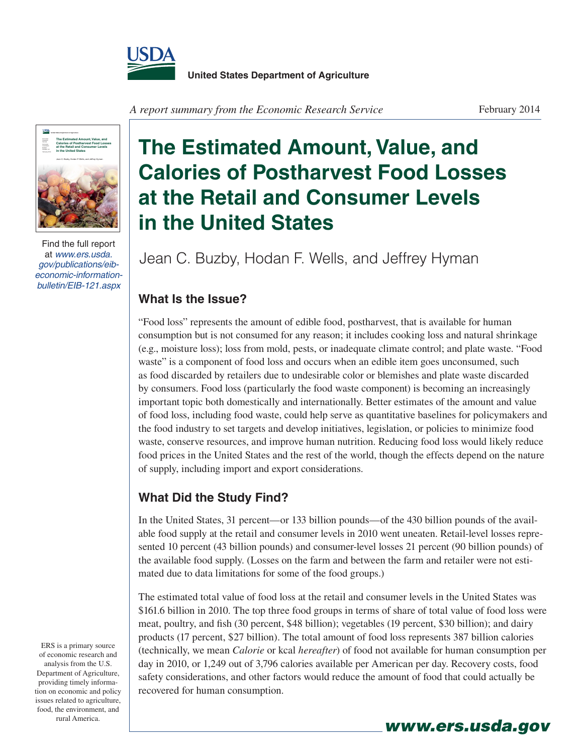United States Department of Agriculture

*A report summary from the Economic Research Service*

February 2014

# The Estimated Amount, Value, and Calories of Postharvest Food Losses at the Retail and Consumer Levels in the United States

Jean C. Buzby, Hodan F. Wells, and Jeffrey Hyman

Find the full report at *www.ers.usda.gov/publications/eib-economic-information-bulletin/EIB-121.aspx*

## What Is the Issue?

"Food loss" represents the amount of edible food, postharvest, that is available for human consumption but is not consumed for any reason; it includes cooking loss and natural shrinkage (e.g., moisture loss); loss from mold, pests, or inadequate climate control; and plate waste. "Food waste" is a component of food loss and occurs when an edible item goes unconsumed, such as food discarded by retailers due to undesirable color or blemishes and plate waste discarded by consumers. Food loss (particularly the food waste component) is becoming an increasingly important topic both domestically and internationally. Better estimates of the amount and value of food loss, including food waste, could help serve as quantitative baselines for policymakers and the food industry to set targets and develop initiatives, legislation, or policies to minimize food waste, conserve resources, and improve human nutrition. Reducing food loss would likely reduce food prices in the United States and the rest of the world, though the effects depend on the nature of supply, including import and export considerations.

## What Did the Study Find?

In the United States, 31 percent—or 133 billion pounds—of the 430 billion pounds of the available food supply at the retail and consumer levels in 2010 went uneaten. Retail-level losses represented 10 percent (43 billion pounds) and consumer-level losses 21 percent (90 billion pounds) of the available food supply. (Losses on the farm and between the farm and retailer were not estimated due to data limitations for some of the food groups.)

The estimated total value of food loss at the retail and consumer levels in the United States was $161.6 billion in 2010. The top three food groups in terms of share of total value of food loss were meat, poultry, and fish (30 percent, $48 billion); vegetables (19 percent, $30 billion); and dairy products (17 percent, $27 billion). The total amount of food loss represents 387 billion calories (technically, we mean *Calorie* or kcal *hereafter*) of food not available for human consumption per day in 2010, or 1,249 out of 3,796 calories available per American per day. Recovery costs, food safety considerations, and other factors would reduce the amount of food that could actually be recovered for human consumption.

ERS is a primary source of economic research and analysis from the U.S. Department of Agriculture, providing timely information on economic and policy issues related to agriculture, food, the environment, and rural America.

**www.ers.usda.gov**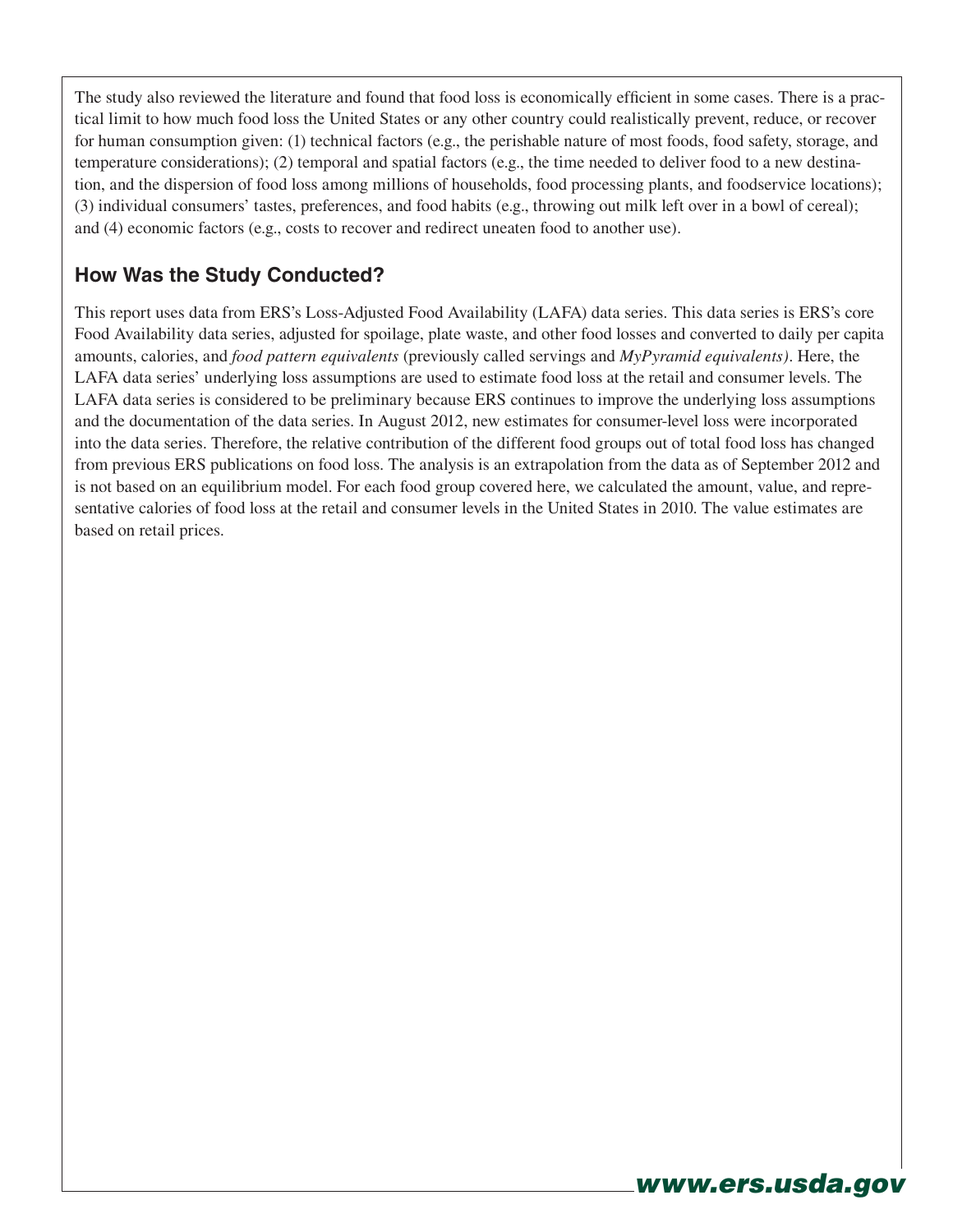The study also reviewed the literature and found that food loss is economically efficient in some cases. There is a practical limit to how much food loss the United States or any other country could realistically prevent, reduce, or recover for human consumption given: (1) technical factors (e.g., the perishable nature of most foods, food safety, storage, and temperature considerations); (2) temporal and spatial factors (e.g., the time needed to deliver food to a new destination, and the dispersion of food loss among millions of households, food processing plants, and foodservice locations); (3) individual consumers' tastes, preferences, and food habits (e.g., throwing out milk left over in a bowl of cereal); and (4) economic factors (e.g., costs to recover and redirect uneaten food to another use).

## How Was the Study Conducted?

This report uses data from ERS's Loss-Adjusted Food Availability (LAFA) data series. This data series is ERS's core Food Availability data series, adjusted for spoilage, plate waste, and other food losses and converted to daily per capita amounts, calories, and *food pattern equivalents* (previously called servings and *MyPyramid equivalents)*. Here, the LAFA data series' underlying loss assumptions are used to estimate food loss at the retail and consumer levels. The LAFA data series is considered to be preliminary because ERS continues to improve the underlying loss assumptions and the documentation of the data series. In August 2012, new estimates for consumer-level loss were incorporated into the data series. Therefore, the relative contribution of the different food groups out of total food loss has changed from previous ERS publications on food loss. The analysis is an extrapolation from the data as of September 2012 and is not based on an equilibrium model. For each food group covered here, we calculated the amount, value, and representative calories of food loss at the retail and consumer levels in the United States in 2010. The value estimates are based on retail prices.